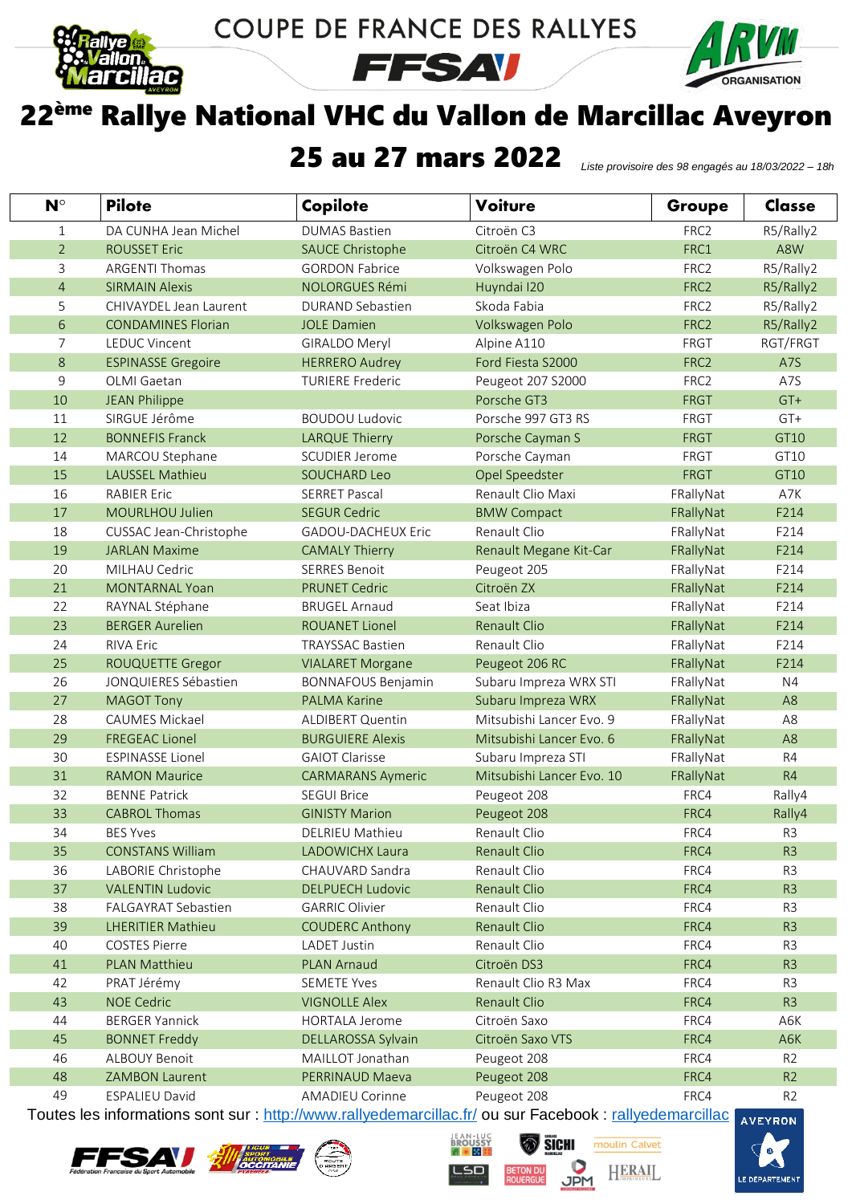COUPE DE FRANCE DES RALLYES

# 22ème Rallye National VHC du Vallon de Marcillac Aveyron

## 25 au 27 mars 2022

*Liste provisoire des 98 engagés au 18/03/2022 – 18h*

| N° | Pilote | Copilote | Voiture | Groupe | Classe |
|---|---|---|---|---|---|
| 1 | DA CUNHA Jean Michel | DUMAS Bastien | Citroën C3 | FRC2 | R5/Rally2 |
| 2 | ROUSSET Eric | SAUCE Christophe | Citroën C4 WRC | FRC1 | A8W |
| 3 | ARGENTI Thomas | GORDON Fabrice | Volkswagen Polo | FRC2 | R5/Rally2 |
| 4 | SIRMAIN Alexis | NOLORGUES Rémi | Huyndai I20 | FRC2 | R5/Rally2 |
| 5 | CHIVAYDEL Jean Laurent | DURAND Sebastien | Skoda Fabia | FRC2 | R5/Rally2 |
| 6 | CONDAMINES Florian | JOLE Damien | Volkswagen Polo | FRC2 | R5/Rally2 |
| 7 | LEDUC Vincent | GIRALDO Meryl | Alpine A110 | FRGT | RGT/FRGT |
| 8 | ESPINASSE Gregoire | HERRERO Audrey | Ford Fiesta S2000 | FRC2 | A7S |
| 9 | OLMI Gaetan | TURIERE Frederic | Peugeot 207 S2000 | FRC2 | A7S |
| 10 | JEAN Philippe | | Porsche GT3 | FRGT | GT+ |
| 11 | SIRGUE Jérôme | BOUDOU Ludovic | Porsche 997 GT3 RS | FRGT | GT+ |
| 12 | BONNEFIS Franck | LARQUE Thierry | Porsche Cayman S | FRGT | GT10 |
| 14 | MARCOU Stephane | SCUDIER Jerome | Porsche Cayman | FRGT | GT10 |
| 15 | LAUSSEL Mathieu | SOUCHARD Leo | Opel Speedster | FRGT | GT10 |
| 16 | RABIER Eric | SERRET Pascal | Renault Clio Maxi | FRallyNat | A7K |
| 17 | MOURLHOU Julien | SEGUR Cedric | BMW Compact | FRallyNat | F214 |
| 18 | CUSSAC Jean-Christophe | GADOU-DACHEUX Eric | Renault Clio | FRallyNat | F214 |
| 19 | JARLAN Maxime | CAMALY Thierry | Renault Megane Kit-Car | FRallyNat | F214 |
| 20 | MILHAU Cedric | SERRES Benoit | Peugeot 205 | FRallyNat | F214 |
| 21 | MONTARNAL Yoan | PRUNET Cedric | Citroën ZX | FRallyNat | F214 |
| 22 | RAYNAL Stéphane | BRUGEL Arnaud | Seat Ibiza | FRallyNat | F214 |
| 23 | BERGER Aurelien | ROUANET Lionel | Renault Clio | FRallyNat | F214 |
| 24 | RIVA Eric | TRAYSSAC Bastien | Renault Clio | FRallyNat | F214 |
| 25 | ROUQUETTE Gregor | VIALARET Morgane | Peugeot 206 RC | FRallyNat | F214 |
| 26 | JONQUIERES Sébastien | BONNAFOUS Benjamin | Subaru Impreza WRX STI | FRallyNat | N4 |
| 27 | MAGOT Tony | PALMA Karine | Subaru Impreza WRX | FRallyNat | A8 |
| 28 | CAUMES Mickael | ALDIBERT Quentin | Mitsubishi Lancer Evo. 9 | FRallyNat | A8 |
| 29 | FREGEAC Lionel | BURGUIERE Alexis | Mitsubishi Lancer Evo. 6 | FRallyNat | A8 |
| 30 | ESPINASSE Lionel | GAIOT Clarisse | Subaru Impreza STI | FRallyNat | R4 |
| 31 | RAMON Maurice | CARMARANS Aymeric | Mitsubishi Lancer Evo. 10 | FRallyNat | R4 |
| 32 | BENNE Patrick | SEGUI Brice | Peugeot 208 | FRC4 | Rally4 |
| 33 | CABROL Thomas | GINISTY Marion | Peugeot 208 | FRC4 | Rally4 |
| 34 | BES Yves | DELRIEU Mathieu | Renault Clio | FRC4 | R3 |
| 35 | CONSTANS William | LADOWICHX Laura | Renault Clio | FRC4 | R3 |
| 36 | LABORIE Christophe | CHAUVARD Sandra | Renault Clio | FRC4 | R3 |
| 37 | VALENTIN Ludovic | DELPUECH Ludovic | Renault Clio | FRC4 | R3 |
| 38 | FALGAYRAT Sebastien | GARRIC Olivier | Renault Clio | FRC4 | R3 |
| 39 | LHERITIER Mathieu | COUDERC Anthony | Renault Clio | FRC4 | R3 |
| 40 | COSTES Pierre | LADET Justin | Renault Clio | FRC4 | R3 |
| 41 | PLAN Matthieu | PLAN Arnaud | Citroën DS3 | FRC4 | R3 |
| 42 | PRAT Jérémy | SEMETE Yves | Renault Clio R3 Max | FRC4 | R3 |
| 43 | NOE Cedric | VIGNOLLE Alex | Renault Clio | FRC4 | R3 |
| 44 | BERGER Yannick | HORTALA Jerome | Citroën Saxo | FRC4 | A6K |
| 45 | BONNET Freddy | DELLAROSSA Sylvain | Citroën Saxo VTS | FRC4 | A6K |
| 46 | ALBOUY Benoit | MAILLOT Jonathan | Peugeot 208 | FRC4 | R2 |
| 48 | ZAMBON Laurent | PERRINAUD Maeva | Peugeot 208 | FRC4 | R2 |
| 49 | ESPALIEU David | AMADIEU Corinne | Peugeot 208 | FRC4 | R2 |

Toutes les informations sont sur : http://www.rallyedemarcillac.fr/ ou sur Facebook : rallyedemarcillac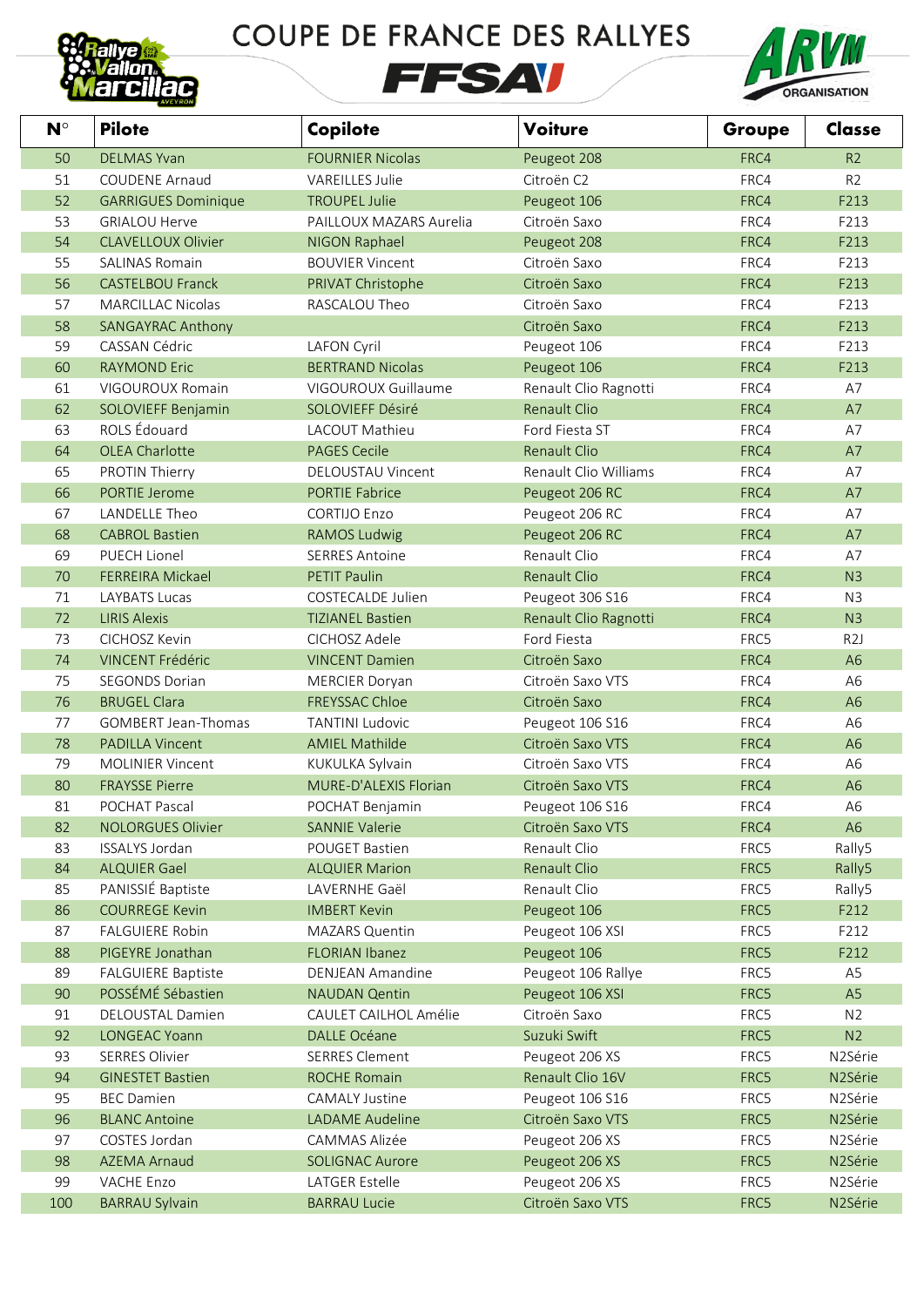# COUPE DE FRANCE DES RALLYES

| N° | Pilote | Copilote | Voiture | Groupe | Classe |
|---|---|---|---|---|---|
| 50 | DELMAS Yvan | FOURNIER Nicolas | Peugeot 208 | FRC4 | R2 |
| 51 | COUDENE Arnaud | VAREILLES Julie | Citroën C2 | FRC4 | R2 |
| 52 | GARRIGUES Dominique | TROUPEL Julie | Peugeot 106 | FRC4 | F213 |
| 53 | GRIALOU Herve | PAILLOUX MAZARS Aurelia | Citroën Saxo | FRC4 | F213 |
| 54 | CLAVELLOUX Olivier | NIGON Raphael | Peugeot 208 | FRC4 | F213 |
| 55 | SALINAS Romain | BOUVIER Vincent | Citroën Saxo | FRC4 | F213 |
| 56 | CASTELBOU Franck | PRIVAT Christophe | Citroën Saxo | FRC4 | F213 |
| 57 | MARCILLAC Nicolas | RASCALOU Theo | Citroën Saxo | FRC4 | F213 |
| 58 | SANGAYRAC Anthony | | Citroën Saxo | FRC4 | F213 |
| 59 | CASSAN Cédric | LAFON Cyril | Peugeot 106 | FRC4 | F213 |
| 60 | RAYMOND Eric | BERTRAND Nicolas | Peugeot 106 | FRC4 | F213 |
| 61 | VIGOUROUX Romain | VIGOUROUX Guillaume | Renault Clio Ragnotti | FRC4 | A7 |
| 62 | SOLOVIEFF Benjamin | SOLOVIEFF Désiré | Renault Clio | FRC4 | A7 |
| 63 | ROLS Édouard | LACOUT Mathieu | Ford Fiesta ST | FRC4 | A7 |
| 64 | OLEA Charlotte | PAGES Cecile | Renault Clio | FRC4 | A7 |
| 65 | PROTIN Thierry | DELOUSTAU Vincent | Renault Clio Williams | FRC4 | A7 |
| 66 | PORTIE Jerome | PORTIE Fabrice | Peugeot 206 RC | FRC4 | A7 |
| 67 | LANDELLE Theo | CORTIJO Enzo | Peugeot 206 RC | FRC4 | A7 |
| 68 | CABROL Bastien | RAMOS Ludwig | Peugeot 206 RC | FRC4 | A7 |
| 69 | PUECH Lionel | SERRES Antoine | Renault Clio | FRC4 | A7 |
| 70 | FERREIRA Mickael | PETIT Paulin | Renault Clio | FRC4 | N3 |
| 71 | LAYBATS Lucas | COSTECALDE Julien | Peugeot 306 S16 | FRC4 | N3 |
| 72 | LIRIS Alexis | TIZIANEL Bastien | Renault Clio Ragnotti | FRC4 | N3 |
| 73 | CICHOSZ Kevin | CICHOSZ Adele | Ford Fiesta | FRC5 | R2J |
| 74 | VINCENT Frédéric | VINCENT Damien | Citroën Saxo | FRC4 | A6 |
| 75 | SEGONDS Dorian | MERCIER Doryan | Citroën Saxo VTS | FRC4 | A6 |
| 76 | BRUGEL Clara | FREYSSAC Chloe | Citroën Saxo | FRC4 | A6 |
| 77 | GOMBERT Jean-Thomas | TANTINI Ludovic | Peugeot 106 S16 | FRC4 | A6 |
| 78 | PADILLA Vincent | AMIEL Mathilde | Citroën Saxo VTS | FRC4 | A6 |
| 79 | MOLINIER Vincent | KUKULKA Sylvain | Citroën Saxo VTS | FRC4 | A6 |
| 80 | FRAYSSE Pierre | MURE-D'ALEXIS Florian | Citroën Saxo VTS | FRC4 | A6 |
| 81 | POCHAT Pascal | POCHAT Benjamin | Peugeot 106 S16 | FRC4 | A6 |
| 82 | NOLORGUES Olivier | SANNIE Valerie | Citroën Saxo VTS | FRC4 | A6 |
| 83 | ISSALYS Jordan | POUGET Bastien | Renault Clio | FRC5 | Rally5 |
| 84 | ALQUIER Gael | ALQUIER Marion | Renault Clio | FRC5 | Rally5 |
| 85 | PANISSIÉ Baptiste | LAVERNHE Gaël | Renault Clio | FRC5 | Rally5 |
| 86 | COURREGE Kevin | IMBERT Kevin | Peugeot 106 | FRC5 | F212 |
| 87 | FALGUIERE Robin | MAZARS Quentin | Peugeot 106 XSI | FRC5 | F212 |
| 88 | PIGEYRE Jonathan | FLORIAN Ibanez | Peugeot 106 | FRC5 | F212 |
| 89 | FALGUIERE Baptiste | DENJEAN Amandine | Peugeot 106 Rallye | FRC5 | A5 |
| 90 | POSSÉMÉ Sébastien | NAUDAN Qentin | Peugeot 106 XSI | FRC5 | A5 |
| 91 | DELOUSTAL Damien | CAULET CAILHOL Amélie | Citroën Saxo | FRC5 | N2 |
| 92 | LONGEAC Yoann | DALLE Océane | Suzuki Swift | FRC5 | N2 |
| 93 | SERRES Olivier | SERRES Clement | Peugeot 206 XS | FRC5 | N2Série |
| 94 | GINESTET Bastien | ROCHE Romain | Renault Clio 16V | FRC5 | N2Série |
| 95 | BEC Damien | CAMALY Justine | Peugeot 106 S16 | FRC5 | N2Série |
| 96 | BLANC Antoine | LADAME Audeline | Citroën Saxo VTS | FRC5 | N2Série |
| 97 | COSTES Jordan | CAMMAS Alizée | Peugeot 206 XS | FRC5 | N2Série |
| 98 | AZEMA Arnaud | SOLIGNAC Aurore | Peugeot 206 XS | FRC5 | N2Série |
| 99 | VACHE Enzo | LATGER Estelle | Peugeot 206 XS | FRC5 | N2Série |
| 100 | BARRAU Sylvain | BARRAU Lucie | Citroën Saxo VTS | FRC5 | N2Série |